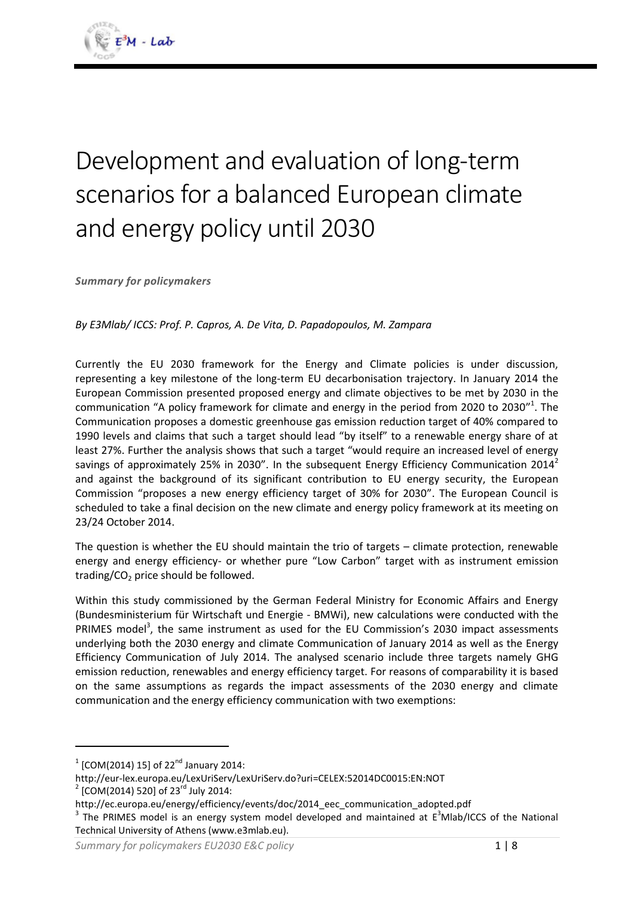# Development and evaluation of long-term scenarios for a balanced European climate and energy policy until 2030

***Summary for policymakers***

*By E3Mlab/ ICCS: Prof. P. Capros, A. De Vita, D. Papadopoulos, M. Zampara*

Currently the EU 2030 framework for the Energy and Climate policies is under discussion, representing a key milestone of the long-term EU decarbonisation trajectory. In January 2014 the European Commission presented proposed energy and climate objectives to be met by 2030 in the communication "A policy framework for climate and energy in the period from 2020 to 2030"[1]. The Communication proposes a domestic greenhouse gas emission reduction target of 40% compared to 1990 levels and claims that such a target should lead "by itself" to a renewable energy share of at least 27%. Further the analysis shows that such a target "would require an increased level of energy savings of approximately 25% in 2030". In the subsequent Energy Efficiency Communication 2014[2] and against the background of its significant contribution to EU energy security, the European Commission "proposes a new energy efficiency target of 30% for 2030". The European Council is scheduled to take a final decision on the new climate and energy policy framework at its meeting on 23/24 October 2014.

The question is whether the EU should maintain the trio of targets – climate protection, renewable energy and energy efficiency- or whether pure "Low Carbon" target with as instrument emission trading/$CO_2$ price should be followed.

Within this study commissioned by the German Federal Ministry for Economic Affairs and Energy (Bundesministerium für Wirtschaft und Energie - BMWi), new calculations were conducted with the PRIMES model[3], the same instrument as used for the EU Commission's 2030 impact assessments underlying both the 2030 energy and climate Communication of January 2014 as well as the Energy Efficiency Communication of July 2014. The analysed scenario include three targets namely GHG emission reduction, renewables and energy efficiency target. For reasons of comparability it is based on the same assumptions as regards the impact assessments of the 2030 energy and climate communication and the energy efficiency communication with two exemptions:

---

[1] [COM(2014) 15] of 22nd January 2014:
http://eur-lex.europa.eu/LexUriServ/LexUriServ.do?uri=CELEX:52014DC0015:EN:NOT

[2] [COM(2014) 520] of 23rd July 2014:
http://ec.europa.eu/energy/efficiency/events/doc/2014_eec_communication_adopted.pdf

[3] The PRIMES model is an energy system model developed and maintained at $E^3$Mlab/ICCS of the National Technical University of Athens (www.e3mlab.eu).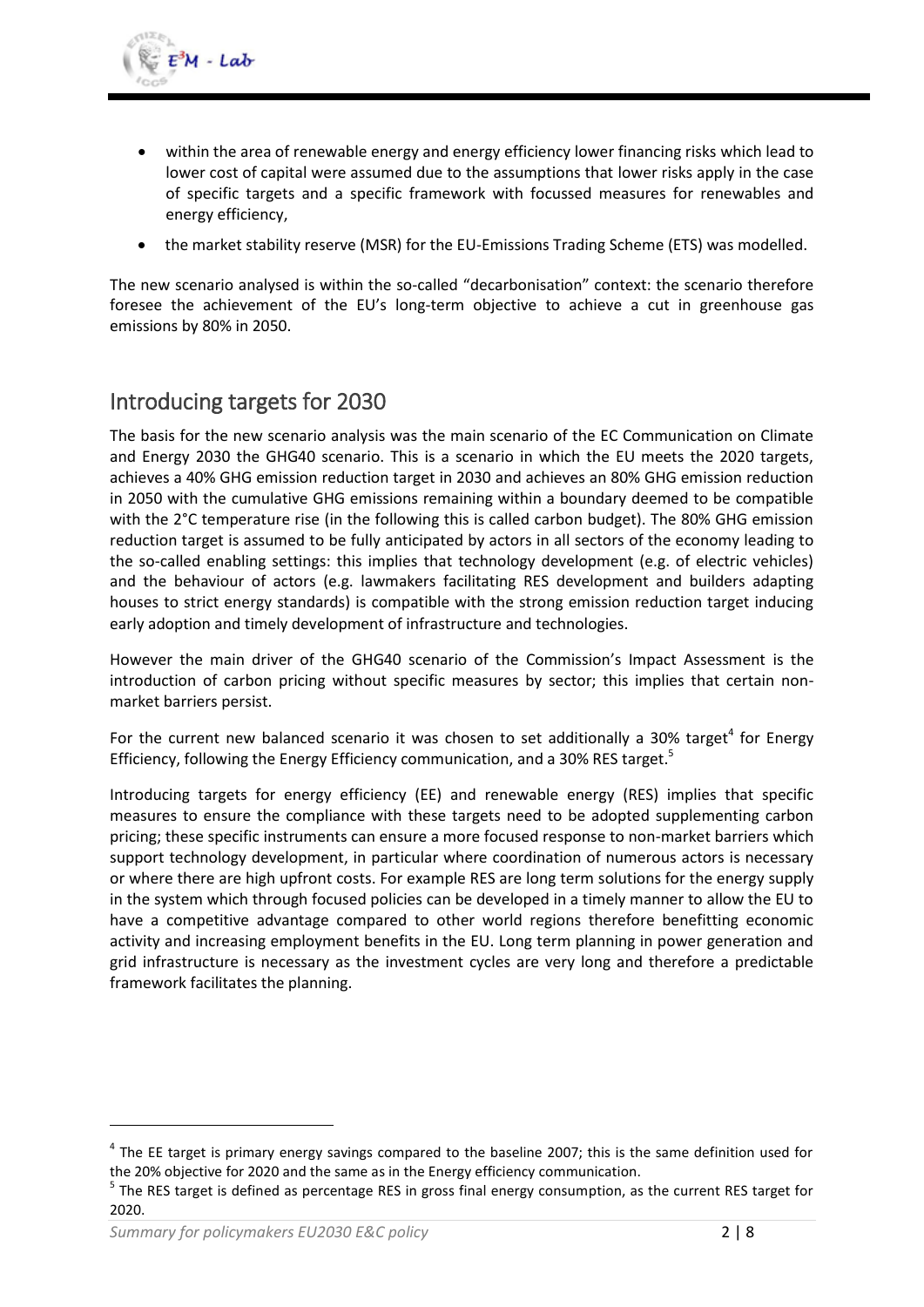- within the area of renewable energy and energy efficiency lower financing risks which lead to lower cost of capital were assumed due to the assumptions that lower risks apply in the case of specific targets and a specific framework with focussed measures for renewables and energy efficiency,
- the market stability reserve (MSR) for the EU-Emissions Trading Scheme (ETS) was modelled.

The new scenario analysed is within the so-called "decarbonisation" context: the scenario therefore foresee the achievement of the EU's long-term objective to achieve a cut in greenhouse gas emissions by 80% in 2050.

## Introducing targets for 2030

The basis for the new scenario analysis was the main scenario of the EC Communication on Climate and Energy 2030 the GHG40 scenario. This is a scenario in which the EU meets the 2020 targets, achieves a 40% GHG emission reduction target in 2030 and achieves an 80% GHG emission reduction in 2050 with the cumulative GHG emissions remaining within a boundary deemed to be compatible with the 2°C temperature rise (in the following this is called carbon budget). The 80% GHG emission reduction target is assumed to be fully anticipated by actors in all sectors of the economy leading to the so-called enabling settings: this implies that technology development (e.g. of electric vehicles) and the behaviour of actors (e.g. lawmakers facilitating RES development and builders adapting houses to strict energy standards) is compatible with the strong emission reduction target inducing early adoption and timely development of infrastructure and technologies.

However the main driver of the GHG40 scenario of the Commission's Impact Assessment is the introduction of carbon pricing without specific measures by sector; this implies that certain non-market barriers persist.

For the current new balanced scenario it was chosen to set additionally a 30% target[4] for Energy Efficiency, following the Energy Efficiency communication, and a 30% RES target.[5]

Introducing targets for energy efficiency (EE) and renewable energy (RES) implies that specific measures to ensure the compliance with these targets need to be adopted supplementing carbon pricing; these specific instruments can ensure a more focused response to non-market barriers which support technology development, in particular where coordination of numerous actors is necessary or where there are high upfront costs. For example RES are long term solutions for the energy supply in the system which through focused policies can be developed in a timely manner to allow the EU to have a competitive advantage compared to other world regions therefore benefitting economic activity and increasing employment benefits in the EU. Long term planning in power generation and grid infrastructure is necessary as the investment cycles are very long and therefore a predictable framework facilitates the planning.

[4] The EE target is primary energy savings compared to the baseline 2007; this is the same definition used for the 20% objective for 2020 and the same as in the Energy efficiency communication.

[5] The RES target is defined as percentage RES in gross final energy consumption, as the current RES target for 2020.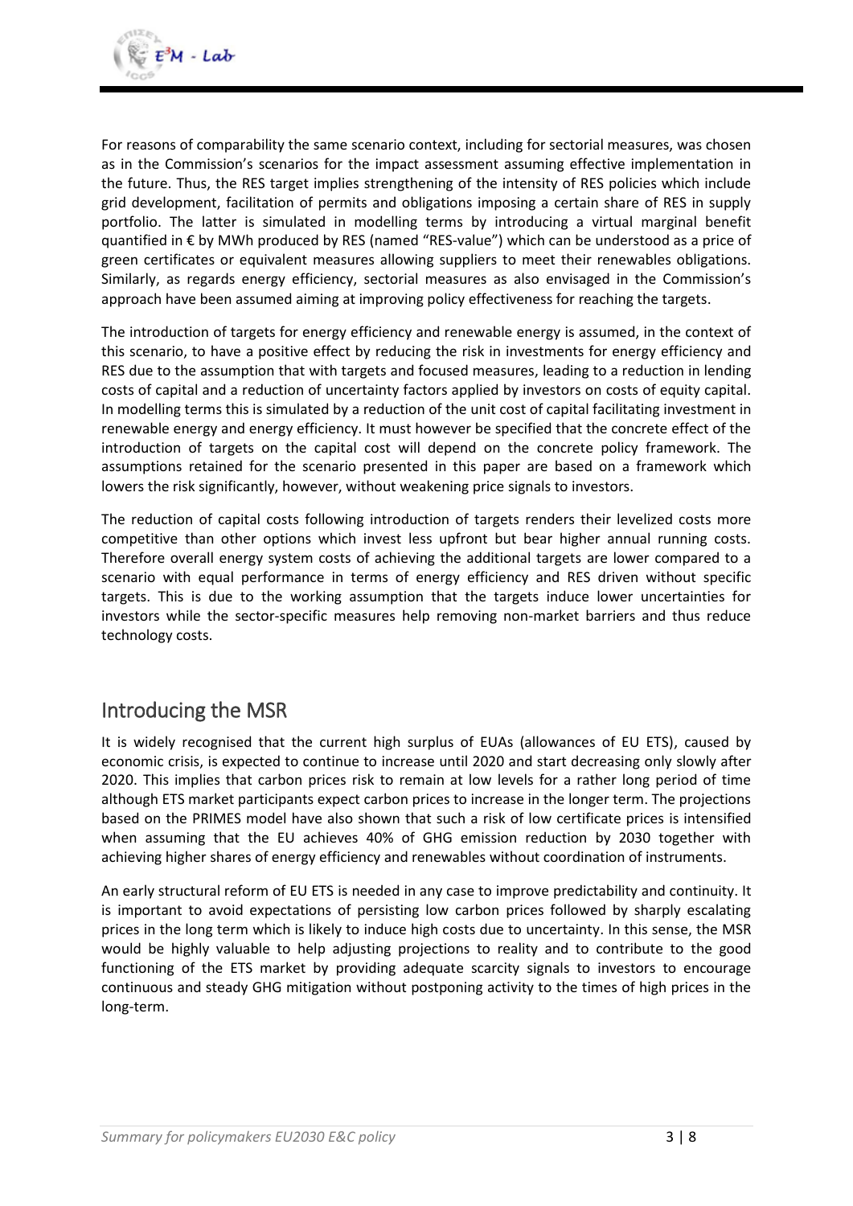For reasons of comparability the same scenario context, including for sectorial measures, was chosen as in the Commission's scenarios for the impact assessment assuming effective implementation in the future. Thus, the RES target implies strengthening of the intensity of RES policies which include grid development, facilitation of permits and obligations imposing a certain share of RES in supply portfolio. The latter is simulated in modelling terms by introducing a virtual marginal benefit quantified in € by MWh produced by RES (named "RES-value") which can be understood as a price of green certificates or equivalent measures allowing suppliers to meet their renewables obligations. Similarly, as regards energy efficiency, sectorial measures as also envisaged in the Commission's approach have been assumed aiming at improving policy effectiveness for reaching the targets.

The introduction of targets for energy efficiency and renewable energy is assumed, in the context of this scenario, to have a positive effect by reducing the risk in investments for energy efficiency and RES due to the assumption that with targets and focused measures, leading to a reduction in lending costs of capital and a reduction of uncertainty factors applied by investors on costs of equity capital. In modelling terms this is simulated by a reduction of the unit cost of capital facilitating investment in renewable energy and energy efficiency. It must however be specified that the concrete effect of the introduction of targets on the capital cost will depend on the concrete policy framework. The assumptions retained for the scenario presented in this paper are based on a framework which lowers the risk significantly, however, without weakening price signals to investors.

The reduction of capital costs following introduction of targets renders their levelized costs more competitive than other options which invest less upfront but bear higher annual running costs. Therefore overall energy system costs of achieving the additional targets are lower compared to a scenario with equal performance in terms of energy efficiency and RES driven without specific targets. This is due to the working assumption that the targets induce lower uncertainties for investors while the sector-specific measures help removing non-market barriers and thus reduce technology costs.

## Introducing the MSR

It is widely recognised that the current high surplus of EUAs (allowances of EU ETS), caused by economic crisis, is expected to continue to increase until 2020 and start decreasing only slowly after 2020. This implies that carbon prices risk to remain at low levels for a rather long period of time although ETS market participants expect carbon prices to increase in the longer term. The projections based on the PRIMES model have also shown that such a risk of low certificate prices is intensified when assuming that the EU achieves 40% of GHG emission reduction by 2030 together with achieving higher shares of energy efficiency and renewables without coordination of instruments.

An early structural reform of EU ETS is needed in any case to improve predictability and continuity. It is important to avoid expectations of persisting low carbon prices followed by sharply escalating prices in the long term which is likely to induce high costs due to uncertainty. In this sense, the MSR would be highly valuable to help adjusting projections to reality and to contribute to the good functioning of the ETS market by providing adequate scarcity signals to investors to encourage continuous and steady GHG mitigation without postponing activity to the times of high prices in the long-term.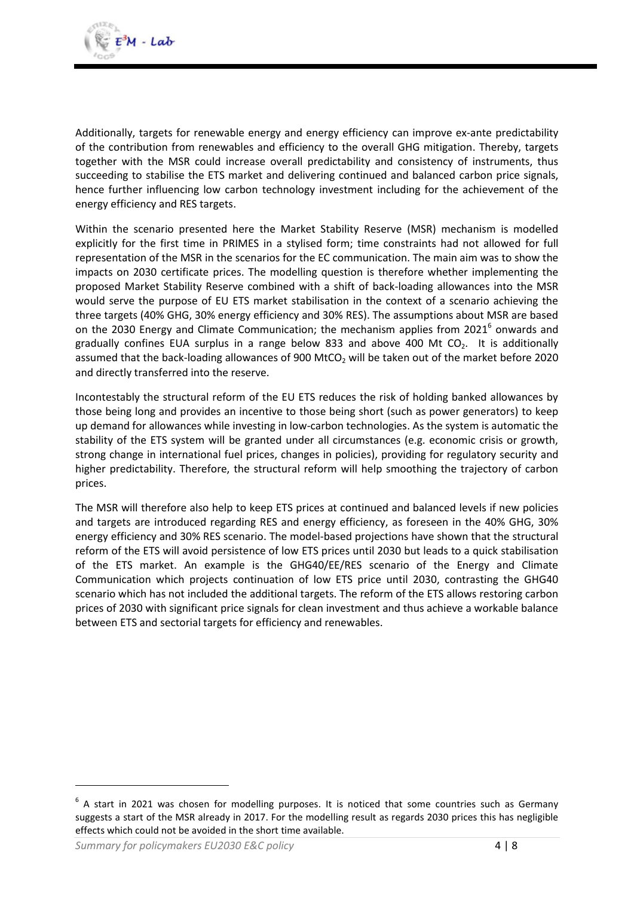Additionally, targets for renewable energy and energy efficiency can improve ex-ante predictability of the contribution from renewables and efficiency to the overall GHG mitigation. Thereby, targets together with the MSR could increase overall predictability and consistency of instruments, thus succeeding to stabilise the ETS market and delivering continued and balanced carbon price signals, hence further influencing low carbon technology investment including for the achievement of the energy efficiency and RES targets.

Within the scenario presented here the Market Stability Reserve (MSR) mechanism is modelled explicitly for the first time in PRIMES in a stylised form; time constraints had not allowed for full representation of the MSR in the scenarios for the EC communication. The main aim was to show the impacts on 2030 certificate prices. The modelling question is therefore whether implementing the proposed Market Stability Reserve combined with a shift of back-loading allowances into the MSR would serve the purpose of EU ETS market stabilisation in the context of a scenario achieving the three targets (40% GHG, 30% energy efficiency and 30% RES). The assumptions about MSR are based on the 2030 Energy and Climate Communication; the mechanism applies from 2021[6] onwards and gradually confines EUA surplus in a range below 833 and above 400 Mt $CO_2$. It is additionally assumed that the back-loading allowances of 900 Mt$CO_2$ will be taken out of the market before 2020 and directly transferred into the reserve.

Incontestably the structural reform of the EU ETS reduces the risk of holding banked allowances by those being long and provides an incentive to those being short (such as power generators) to keep up demand for allowances while investing in low-carbon technologies. As the system is automatic the stability of the ETS system will be granted under all circumstances (e.g. economic crisis or growth, strong change in international fuel prices, changes in policies), providing for regulatory security and higher predictability. Therefore, the structural reform will help smoothing the trajectory of carbon prices.

The MSR will therefore also help to keep ETS prices at continued and balanced levels if new policies and targets are introduced regarding RES and energy efficiency, as foreseen in the 40% GHG, 30% energy efficiency and 30% RES scenario. The model-based projections have shown that the structural reform of the ETS will avoid persistence of low ETS prices until 2030 but leads to a quick stabilisation of the ETS market. An example is the GHG40/EE/RES scenario of the Energy and Climate Communication which projects continuation of low ETS price until 2030, contrasting the GHG40 scenario which has not included the additional targets. The reform of the ETS allows restoring carbon prices of 2030 with significant price signals for clean investment and thus achieve a workable balance between ETS and sectorial targets for efficiency and renewables.

[6] A start in 2021 was chosen for modelling purposes. It is noticed that some countries such as Germany suggests a start of the MSR already in 2017. For the modelling result as regards 2030 prices this has negligible effects which could not be avoided in the short time available.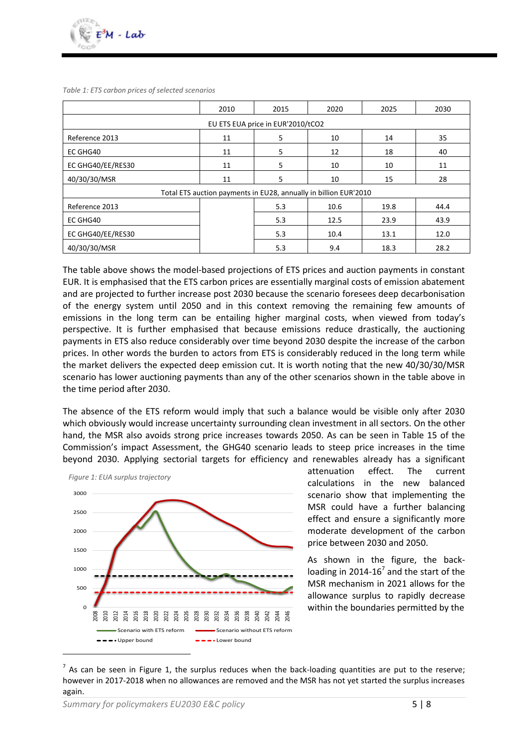*Table 1: ETS carbon prices of selected scenarios*

| | 2010 | 2015 | 2020 | 2025 | 2030 |
|---|---|---|---|---|---|
| EU ETS EUA price in EUR'2010/tCO2 | | | | | |
| Reference 2013 | 11 | 5 | 10 | 14 | 35 |
| EC GHG40 | 11 | 5 | 12 | 18 | 40 |
| EC GHG40/EE/RES30 | 11 | 5 | 10 | 10 | 11 |
| 40/30/30/MSR | 11 | 5 | 10 | 15 | 28 |
| Total ETS auction payments in EU28, annually in billion EUR'2010 | | | | | |
| Reference 2013 | | 5.3 | 10.6 | 19.8 | 44.4 |
| EC GHG40 | | 5.3 | 12.5 | 23.9 | 43.9 |
| EC GHG40/EE/RES30 | | 5.3 | 10.4 | 13.1 | 12.0 |
| 40/30/30/MSR | | 5.3 | 9.4 | 18.3 | 28.2 |

The table above shows the model-based projections of ETS prices and auction payments in constant EUR. It is emphasised that the ETS carbon prices are essentially marginal costs of emission abatement and are projected to further increase post 2030 because the scenario foresees deep decarbonisation of the energy system until 2050 and in this context removing the remaining few amounts of emissions in the long term can be entailing higher marginal costs, when viewed from today's perspective. It is further emphasised that because emissions reduce drastically, the auctioning payments in ETS also reduce considerably over time beyond 2030 despite the increase of the carbon prices. In other words the burden to actors from ETS is considerably reduced in the long term while the market delivers the expected deep emission cut. It is worth noting that the new 40/30/30/MSR scenario has lower auctioning payments than any of the other scenarios shown in the table above in the time period after 2030.

The absence of the ETS reform would imply that such a balance would be visible only after 2030 which obviously would increase uncertainty surrounding clean investment in all sectors. On the other hand, the MSR also avoids strong price increases towards 2050. As can be seen in Table 15 of the Commission's impact Assessment, the GHG40 scenario leads to steep price increases in the time beyond 2030. Applying sectorial targets for efficiency and renewables already has a significant attenuation effect. The current calculations in the new balanced scenario show that implementing the MSR could have a further balancing effect and ensure a significantly more moderate development of the carbon price between 2030 and 2050.

*Figure 1: EUA surplus trajectory*

As shown in the figure, the back-loading in 2014-16[7] and the start of the MSR mechanism in 2021 allows for the allowance surplus to rapidly decrease within the boundaries permitted by the

[7] As can be seen in Figure 1, the surplus reduces when the back-loading quantities are put to the reserve; however in 2017-2018 when no allowances are removed and the MSR has not yet started the surplus increases again.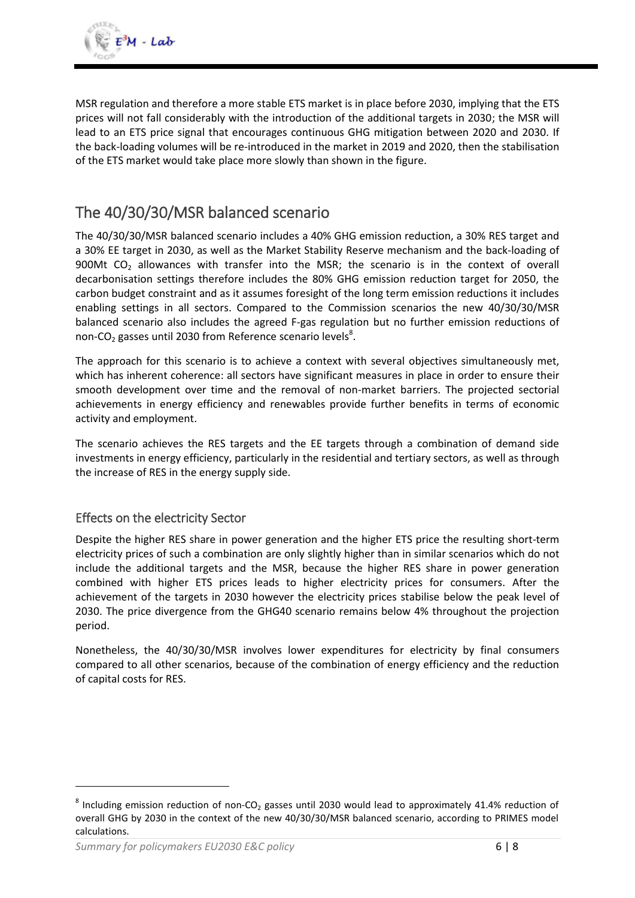MSR regulation and therefore a more stable ETS market is in place before 2030, implying that the ETS prices will not fall considerably with the introduction of the additional targets in 2030; the MSR will lead to an ETS price signal that encourages continuous GHG mitigation between 2020 and 2030. If the back-loading volumes will be re-introduced in the market in 2019 and 2020, then the stabilisation of the ETS market would take place more slowly than shown in the figure.

## The 40/30/30/MSR balanced scenario

The 40/30/30/MSR balanced scenario includes a 40% GHG emission reduction, a 30% RES target and a 30% EE target in 2030, as well as the Market Stability Reserve mechanism and the back-loading of 900Mt $CO_2$ allowances with transfer into the MSR; the scenario is in the context of overall decarbonisation settings therefore includes the 80% GHG emission reduction target for 2050, the carbon budget constraint and as it assumes foresight of the long term emission reductions it includes enabling settings in all sectors. Compared to the Commission scenarios the new 40/30/30/MSR balanced scenario also includes the agreed F-gas regulation but no further emission reductions of non-$CO_2$ gasses until 2030 from Reference scenario levels[8].

The approach for this scenario is to achieve a context with several objectives simultaneously met, which has inherent coherence: all sectors have significant measures in place in order to ensure their smooth development over time and the removal of non-market barriers. The projected sectorial achievements in energy efficiency and renewables provide further benefits in terms of economic activity and employment.

The scenario achieves the RES targets and the EE targets through a combination of demand side investments in energy efficiency, particularly in the residential and tertiary sectors, as well as through the increase of RES in the energy supply side.

### Effects on the electricity Sector

Despite the higher RES share in power generation and the higher ETS price the resulting short-term electricity prices of such a combination are only slightly higher than in similar scenarios which do not include the additional targets and the MSR, because the higher RES share in power generation combined with higher ETS prices leads to higher electricity prices for consumers. After the achievement of the targets in 2030 however the electricity prices stabilise below the peak level of 2030. The price divergence from the GHG40 scenario remains below 4% throughout the projection period.

Nonetheless, the 40/30/30/MSR involves lower expenditures for electricity by final consumers compared to all other scenarios, because of the combination of energy efficiency and the reduction of capital costs for RES.

---

[8] Including emission reduction of non-$CO_2$ gasses until 2030 would lead to approximately 41.4% reduction of overall GHG by 2030 in the context of the new 40/30/30/MSR balanced scenario, according to PRIMES model calculations.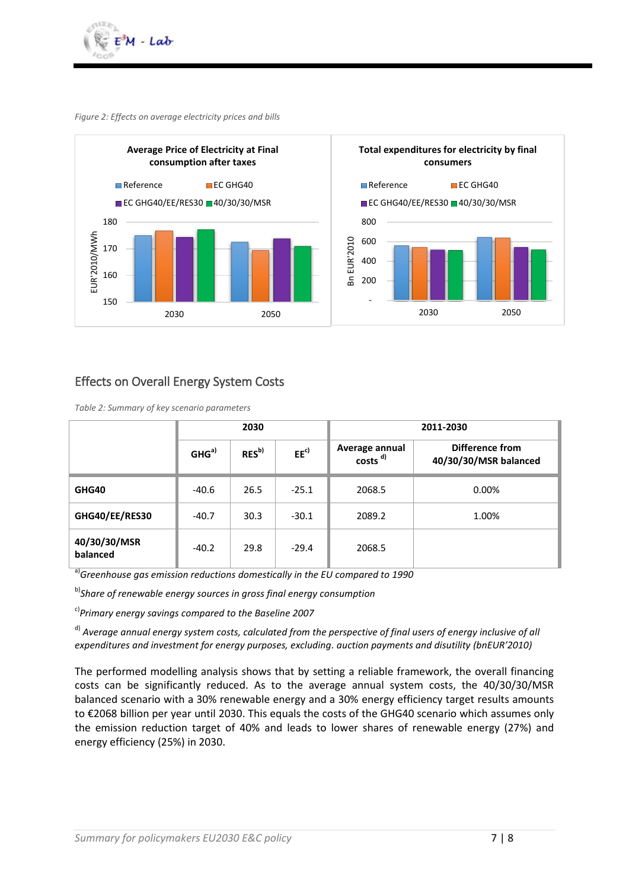*Figure 2: Effects on average electricity prices and bills*

## Effects on Overall Energy System Costs

*Table 2: Summary of key scenario parameters*

| | 2030 | | | 2011-2030 | |
|---|---|---|---|---|---|
| | GHG[a)] | RES[b)] | EE[c)] | Average annual costs [d)] | Difference from 40/30/30/MSR balanced |
| **GHG40** | -40.6 | 26.5 | -25.1 | 2068.5 | 0.00% |
| **GHG40/EE/RES30** | -40.7 | 30.3 | -30.1 | 2089.2 | 1.00% |
| **40/30/30/MSR balanced** | -40.2 | 29.8 | -29.4 | 2068.5 | |

[a)]*Greenhouse gas emission reductions domestically in the EU compared to 1990*

[b)]*Share of renewable energy sources in gross final energy consumption*

[c)]*Primary energy savings compared to the Baseline 2007*

[d)] *Average annual energy system costs, calculated from the perspective of final users of energy inclusive of all expenditures and investment for energy purposes, excluding. auction payments and disutility (bnEUR'2010)*

The performed modelling analysis shows that by setting a reliable framework, the overall financing costs can be significantly reduced. As to the average annual system costs, the 40/30/30/MSR balanced scenario with a 30% renewable energy and a 30% energy efficiency target results amounts to €2068 billion per year until 2030. This equals the costs of the GHG40 scenario which assumes only the emission reduction target of 40% and leads to lower shares of renewable energy (27%) and energy efficiency (25%) in 2030.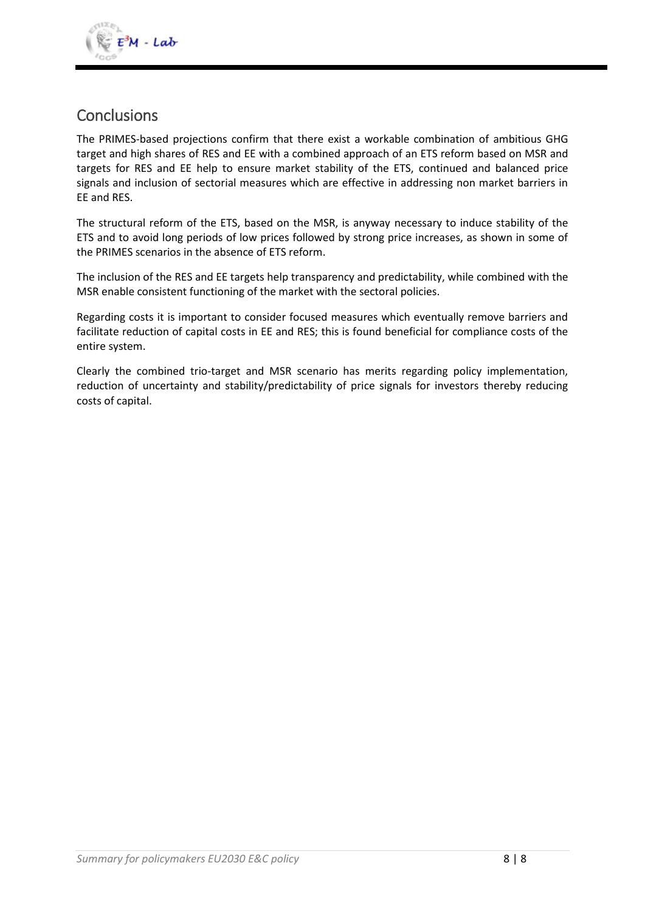## Conclusions

The PRIMES-based projections confirm that there exist a workable combination of ambitious GHG target and high shares of RES and EE with a combined approach of an ETS reform based on MSR and targets for RES and EE help to ensure market stability of the ETS, continued and balanced price signals and inclusion of sectorial measures which are effective in addressing non market barriers in EE and RES.

The structural reform of the ETS, based on the MSR, is anyway necessary to induce stability of the ETS and to avoid long periods of low prices followed by strong price increases, as shown in some of the PRIMES scenarios in the absence of ETS reform.

The inclusion of the RES and EE targets help transparency and predictability, while combined with the MSR enable consistent functioning of the market with the sectoral policies.

Regarding costs it is important to consider focused measures which eventually remove barriers and facilitate reduction of capital costs in EE and RES; this is found beneficial for compliance costs of the entire system.

Clearly the combined trio-target and MSR scenario has merits regarding policy implementation, reduction of uncertainty and stability/predictability of price signals for investors thereby reducing costs of capital.